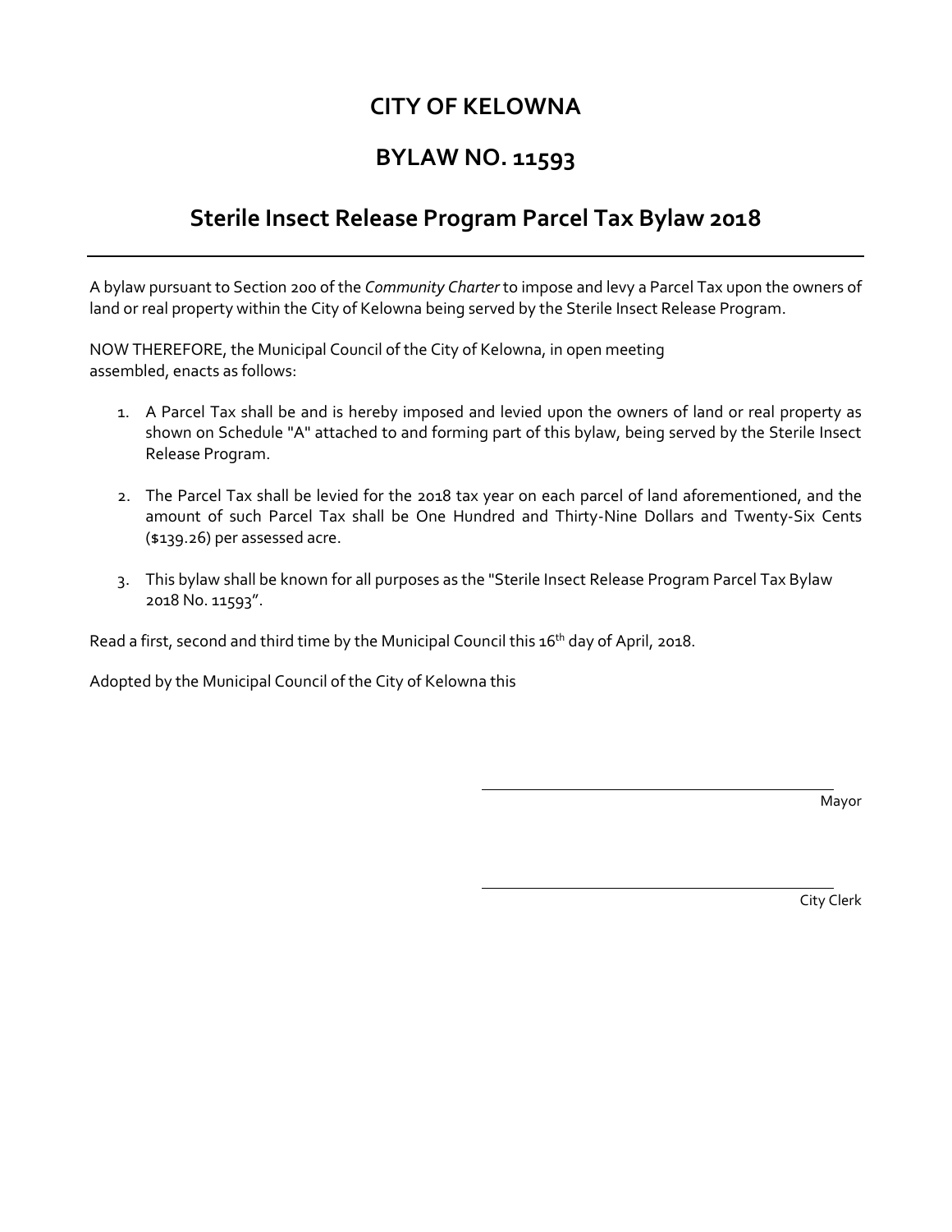# CITY OF KELOWNA

## BYLAW NO. 11593

## Sterile Insect Release Program Parcel Tax Bylaw 2018

---

A bylaw pursuant to Section 200 of the *Community Charter* to impose and levy a Parcel Tax upon the owners of land or real property within the City of Kelowna being served by the Sterile Insect Release Program.

NOW THEREFORE, the Municipal Council of the City of Kelowna, in open meeting assembled, enacts as follows:

1. A Parcel Tax shall be and is hereby imposed and levied upon the owners of land or real property as shown on Schedule "A" attached to and forming part of this bylaw, being served by the Sterile Insect Release Program.

2. The Parcel Tax shall be levied for the 2018 tax year on each parcel of land aforementioned, and the amount of such Parcel Tax shall be One Hundred and Thirty-Nine Dollars and Twenty-Six Cents ($139.26) per assessed acre.

3. This bylaw shall be known for all purposes as the "Sterile Insect Release Program Parcel Tax Bylaw 2018 No. 11593".

Read a first, second and third time by the Municipal Council this 16th day of April, 2018.

Adopted by the Municipal Council of the City of Kelowna this

Mayor

City Clerk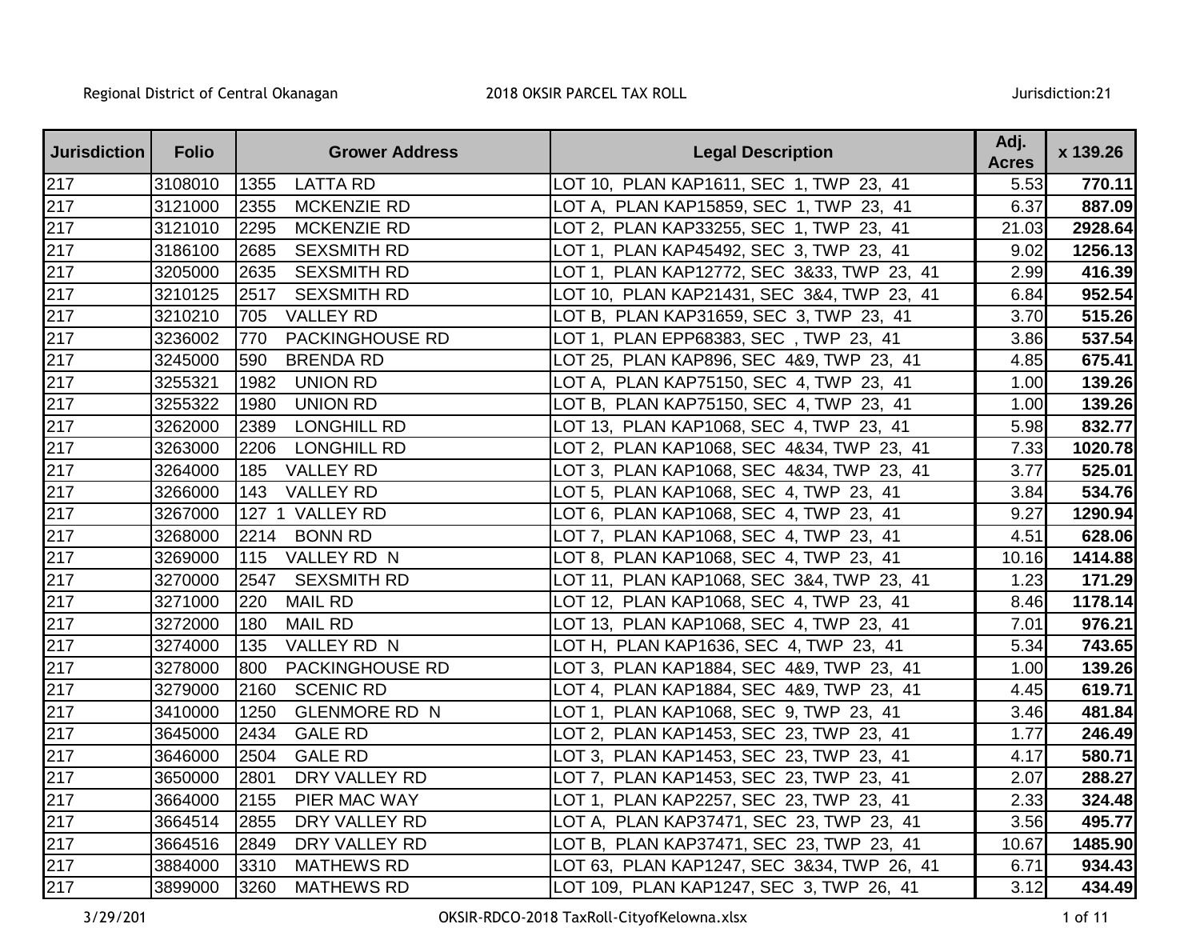Regional District of Central Okanagan 2018 OKSIR PARCEL TAX ROLL Jurisdiction:21

| Jurisdiction | Folio | Grower Address | Legal Description | Adj. Acres | x 139.26 |
|---|---|---|---|---|---|
| 217 | 3108010 | 1355 LATTA RD | LOT 10, PLAN KAP1611, SEC 1, TWP 23, 41 | 5.53 | **770.11** |
| 217 | 3121000 | 2355 MCKENZIE RD | LOT A, PLAN KAP15859, SEC 1, TWP 23, 41 | 6.37 | **887.09** |
| 217 | 3121010 | 2295 MCKENZIE RD | LOT 2, PLAN KAP33255, SEC 1, TWP 23, 41 | 21.03 | **2928.64** |
| 217 | 3186100 | 2685 SEXSMITH RD | LOT 1, PLAN KAP45492, SEC 3, TWP 23, 41 | 9.02 | **1256.13** |
| 217 | 3205000 | 2635 SEXSMITH RD | LOT 1, PLAN KAP12772, SEC 3&33, TWP 23, 41 | 2.99 | **416.39** |
| 217 | 3210125 | 2517 SEXSMITH RD | LOT 10, PLAN KAP21431, SEC 3&4, TWP 23, 41 | 6.84 | **952.54** |
| 217 | 3210210 | 705 VALLEY RD | LOT B, PLAN KAP31659, SEC 3, TWP 23, 41 | 3.70 | **515.26** |
| 217 | 3236002 | 770 PACKINGHOUSE RD | LOT 1, PLAN EPP68383, SEC , TWP 23, 41 | 3.86 | **537.54** |
| 217 | 3245000 | 590 BRENDA RD | LOT 25, PLAN KAP896, SEC 4&9, TWP 23, 41 | 4.85 | **675.41** |
| 217 | 3255321 | 1982 UNION RD | LOT A, PLAN KAP75150, SEC 4, TWP 23, 41 | 1.00 | **139.26** |
| 217 | 3255322 | 1980 UNION RD | LOT B, PLAN KAP75150, SEC 4, TWP 23, 41 | 1.00 | **139.26** |
| 217 | 3262000 | 2389 LONGHILL RD | LOT 13, PLAN KAP1068, SEC 4, TWP 23, 41 | 5.98 | **832.77** |
| 217 | 3263000 | 2206 LONGHILL RD | LOT 2, PLAN KAP1068, SEC 4&34, TWP 23, 41 | 7.33 | **1020.78** |
| 217 | 3264000 | 185 VALLEY RD | LOT 3, PLAN KAP1068, SEC 4&34, TWP 23, 41 | 3.77 | **525.01** |
| 217 | 3266000 | 143 VALLEY RD | LOT 5, PLAN KAP1068, SEC 4, TWP 23, 41 | 3.84 | **534.76** |
| 217 | 3267000 | 127 1 VALLEY RD | LOT 6, PLAN KAP1068, SEC 4, TWP 23, 41 | 9.27 | **1290.94** |
| 217 | 3268000 | 2214 BONN RD | LOT 7, PLAN KAP1068, SEC 4, TWP 23, 41 | 4.51 | **628.06** |
| 217 | 3269000 | 115 VALLEY RD N | LOT 8, PLAN KAP1068, SEC 4, TWP 23, 41 | 10.16 | **1414.88** |
| 217 | 3270000 | 2547 SEXSMITH RD | LOT 11, PLAN KAP1068, SEC 3&4, TWP 23, 41 | 1.23 | **171.29** |
| 217 | 3271000 | 220 MAIL RD | LOT 12, PLAN KAP1068, SEC 4, TWP 23, 41 | 8.46 | **1178.14** |
| 217 | 3272000 | 180 MAIL RD | LOT 13, PLAN KAP1068, SEC 4, TWP 23, 41 | 7.01 | **976.21** |
| 217 | 3274000 | 135 VALLEY RD N | LOT H, PLAN KAP1636, SEC 4, TWP 23, 41 | 5.34 | **743.65** |
| 217 | 3278000 | 800 PACKINGHOUSE RD | LOT 3, PLAN KAP1884, SEC 4&9, TWP 23, 41 | 1.00 | **139.26** |
| 217 | 3279000 | 2160 SCENIC RD | LOT 4, PLAN KAP1884, SEC 4&9, TWP 23, 41 | 4.45 | **619.71** |
| 217 | 3410000 | 1250 GLENMORE RD N | LOT 1, PLAN KAP1068, SEC 9, TWP 23, 41 | 3.46 | **481.84** |
| 217 | 3645000 | 2434 GALE RD | LOT 2, PLAN KAP1453, SEC 23, TWP 23, 41 | 1.77 | **246.49** |
| 217 | 3646000 | 2504 GALE RD | LOT 3, PLAN KAP1453, SEC 23, TWP 23, 41 | 4.17 | **580.71** |
| 217 | 3650000 | 2801 DRY VALLEY RD | LOT 7, PLAN KAP1453, SEC 23, TWP 23, 41 | 2.07 | **288.27** |
| 217 | 3664000 | 2155 PIER MAC WAY | LOT 1, PLAN KAP2257, SEC 23, TWP 23, 41 | 2.33 | **324.48** |
| 217 | 3664514 | 2855 DRY VALLEY RD | LOT A, PLAN KAP37471, SEC 23, TWP 23, 41 | 3.56 | **495.77** |
| 217 | 3664516 | 2849 DRY VALLEY RD | LOT B, PLAN KAP37471, SEC 23, TWP 23, 41 | 10.67 | **1485.90** |
| 217 | 3884000 | 3310 MATHEWS RD | LOT 63, PLAN KAP1247, SEC 3&34, TWP 26, 41 | 6.71 | **934.43** |
| 217 | 3899000 | 3260 MATHEWS RD | LOT 109, PLAN KAP1247, SEC 3, TWP 26, 41 | 3.12 | **434.49** |

3/29/201 OKSIR-RDCO-2018 TaxRoll-CityofKelowna.xlsx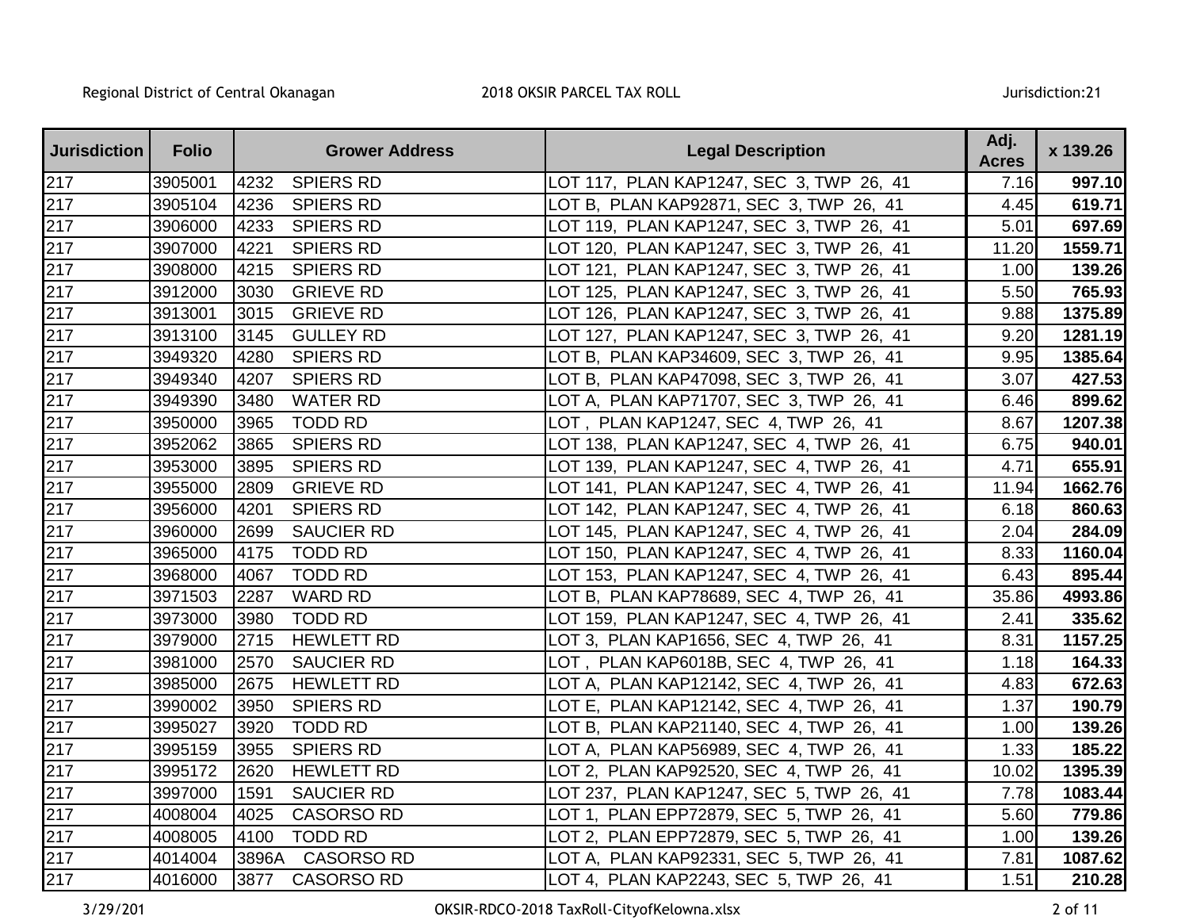| Jurisdiction | Folio | Grower Address | Legal Description | Adj. Acres | x 139.26 |
|---|---|---|---|---|---|
| 217 | 3905001 | 4232 SPIERS RD | LOT 117, PLAN KAP1247, SEC 3, TWP 26, 41 | 7.16 | **997.10** |
| 217 | 3905104 | 4236 SPIERS RD | LOT B, PLAN KAP92871, SEC 3, TWP 26, 41 | 4.45 | **619.71** |
| 217 | 3906000 | 4233 SPIERS RD | LOT 119, PLAN KAP1247, SEC 3, TWP 26, 41 | 5.01 | **697.69** |
| 217 | 3907000 | 4221 SPIERS RD | LOT 120, PLAN KAP1247, SEC 3, TWP 26, 41 | 11.20 | **1559.71** |
| 217 | 3908000 | 4215 SPIERS RD | LOT 121, PLAN KAP1247, SEC 3, TWP 26, 41 | 1.00 | **139.26** |
| 217 | 3912000 | 3030 GRIEVE RD | LOT 125, PLAN KAP1247, SEC 3, TWP 26, 41 | 5.50 | **765.93** |
| 217 | 3913001 | 3015 GRIEVE RD | LOT 126, PLAN KAP1247, SEC 3, TWP 26, 41 | 9.88 | **1375.89** |
| 217 | 3913100 | 3145 GULLEY RD | LOT 127, PLAN KAP1247, SEC 3, TWP 26, 41 | 9.20 | **1281.19** |
| 217 | 3949320 | 4280 SPIERS RD | LOT B, PLAN KAP34609, SEC 3, TWP 26, 41 | 9.95 | **1385.64** |
| 217 | 3949340 | 4207 SPIERS RD | LOT B, PLAN KAP47098, SEC 3, TWP 26, 41 | 3.07 | **427.53** |
| 217 | 3949390 | 3480 WATER RD | LOT A, PLAN KAP71707, SEC 3, TWP 26, 41 | 6.46 | **899.62** |
| 217 | 3950000 | 3965 TODD RD | LOT , PLAN KAP1247, SEC 4, TWP 26, 41 | 8.67 | **1207.38** |
| 217 | 3952062 | 3865 SPIERS RD | LOT 138, PLAN KAP1247, SEC 4, TWP 26, 41 | 6.75 | **940.01** |
| 217 | 3953000 | 3895 SPIERS RD | LOT 139, PLAN KAP1247, SEC 4, TWP 26, 41 | 4.71 | **655.91** |
| 217 | 3955000 | 2809 GRIEVE RD | LOT 141, PLAN KAP1247, SEC 4, TWP 26, 41 | 11.94 | **1662.76** |
| 217 | 3956000 | 4201 SPIERS RD | LOT 142, PLAN KAP1247, SEC 4, TWP 26, 41 | 6.18 | **860.63** |
| 217 | 3960000 | 2699 SAUCIER RD | LOT 145, PLAN KAP1247, SEC 4, TWP 26, 41 | 2.04 | **284.09** |
| 217 | 3965000 | 4175 TODD RD | LOT 150, PLAN KAP1247, SEC 4, TWP 26, 41 | 8.33 | **1160.04** |
| 217 | 3968000 | 4067 TODD RD | LOT 153, PLAN KAP1247, SEC 4, TWP 26, 41 | 6.43 | **895.44** |
| 217 | 3971503 | 2287 WARD RD | LOT B, PLAN KAP78689, SEC 4, TWP 26, 41 | 35.86 | **4993.86** |
| 217 | 3973000 | 3980 TODD RD | LOT 159, PLAN KAP1247, SEC 4, TWP 26, 41 | 2.41 | **335.62** |
| 217 | 3979000 | 2715 HEWLETT RD | LOT 3, PLAN KAP1656, SEC 4, TWP 26, 41 | 8.31 | **1157.25** |
| 217 | 3981000 | 2570 SAUCIER RD | LOT , PLAN KAP6018B, SEC 4, TWP 26, 41 | 1.18 | **164.33** |
| 217 | 3985000 | 2675 HEWLETT RD | LOT A, PLAN KAP12142, SEC 4, TWP 26, 41 | 4.83 | **672.63** |
| 217 | 3990002 | 3950 SPIERS RD | LOT E, PLAN KAP12142, SEC 4, TWP 26, 41 | 1.37 | **190.79** |
| 217 | 3995027 | 3920 TODD RD | LOT B, PLAN KAP21140, SEC 4, TWP 26, 41 | 1.00 | **139.26** |
| 217 | 3995159 | 3955 SPIERS RD | LOT A, PLAN KAP56989, SEC 4, TWP 26, 41 | 1.33 | **185.22** |
| 217 | 3995172 | 2620 HEWLETT RD | LOT 2, PLAN KAP92520, SEC 4, TWP 26, 41 | 10.02 | **1395.39** |
| 217 | 3997000 | 1591 SAUCIER RD | LOT 237, PLAN KAP1247, SEC 5, TWP 26, 41 | 7.78 | **1083.44** |
| 217 | 4008004 | 4025 CASORSO RD | LOT 1, PLAN EPP72879, SEC 5, TWP 26, 41 | 5.60 | **779.86** |
| 217 | 4008005 | 4100 TODD RD | LOT 2, PLAN EPP72879, SEC 5, TWP 26, 41 | 1.00 | **139.26** |
| 217 | 4014004 | 3896A CASORSO RD | LOT A, PLAN KAP92331, SEC 5, TWP 26, 41 | 7.81 | **1087.62** |
| 217 | 4016000 | 3877 CASORSO RD | LOT 4, PLAN KAP2243, SEC 5, TWP 26, 41 | 1.51 | **210.28** |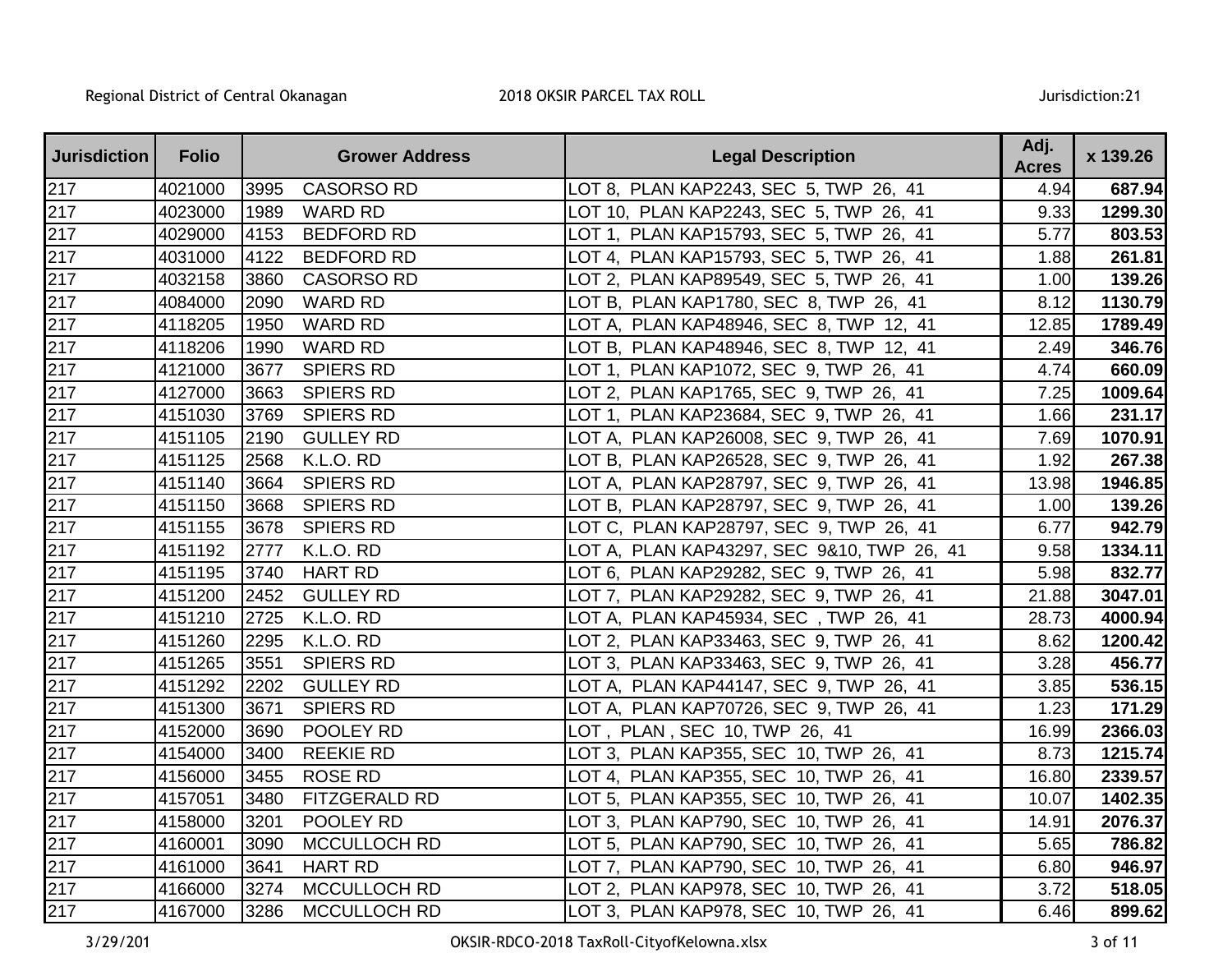| Jurisdiction | Folio | Grower Address | | Legal Description | Adj. Acres | x 139.26 |
|---|---|---|---|---|---|---|
| 217 | 4021000 | 3995 | CASORSO RD | LOT 8, PLAN KAP2243, SEC 5, TWP 26, 41 | 4.94 | **687.94** |
| 217 | 4023000 | 1989 | WARD RD | LOT 10, PLAN KAP2243, SEC 5, TWP 26, 41 | 9.33 | **1299.30** |
| 217 | 4029000 | 4153 | BEDFORD RD | LOT 1, PLAN KAP15793, SEC 5, TWP 26, 41 | 5.77 | **803.53** |
| 217 | 4031000 | 4122 | BEDFORD RD | LOT 4, PLAN KAP15793, SEC 5, TWP 26, 41 | 1.88 | **261.81** |
| 217 | 4032158 | 3860 | CASORSO RD | LOT 2, PLAN KAP89549, SEC 5, TWP 26, 41 | 1.00 | **139.26** |
| 217 | 4084000 | 2090 | WARD RD | LOT B, PLAN KAP1780, SEC 8, TWP 26, 41 | 8.12 | **1130.79** |
| 217 | 4118205 | 1950 | WARD RD | LOT A, PLAN KAP48946, SEC 8, TWP 12, 41 | 12.85 | **1789.49** |
| 217 | 4118206 | 1990 | WARD RD | LOT B, PLAN KAP48946, SEC 8, TWP 12, 41 | 2.49 | **346.76** |
| 217 | 4121000 | 3677 | SPIERS RD | LOT 1, PLAN KAP1072, SEC 9, TWP 26, 41 | 4.74 | **660.09** |
| 217 | 4127000 | 3663 | SPIERS RD | LOT 2, PLAN KAP1765, SEC 9, TWP 26, 41 | 7.25 | **1009.64** |
| 217 | 4151030 | 3769 | SPIERS RD | LOT 1, PLAN KAP23684, SEC 9, TWP 26, 41 | 1.66 | **231.17** |
| 217 | 4151105 | 2190 | GULLEY RD | LOT A, PLAN KAP26008, SEC 9, TWP 26, 41 | 7.69 | **1070.91** |
| 217 | 4151125 | 2568 | K.L.O. RD | LOT B, PLAN KAP26528, SEC 9, TWP 26, 41 | 1.92 | **267.38** |
| 217 | 4151140 | 3664 | SPIERS RD | LOT A, PLAN KAP28797, SEC 9, TWP 26, 41 | 13.98 | **1946.85** |
| 217 | 4151150 | 3668 | SPIERS RD | LOT B, PLAN KAP28797, SEC 9, TWP 26, 41 | 1.00 | **139.26** |
| 217 | 4151155 | 3678 | SPIERS RD | LOT C, PLAN KAP28797, SEC 9, TWP 26, 41 | 6.77 | **942.79** |
| 217 | 4151192 | 2777 | K.L.O. RD | LOT A, PLAN KAP43297, SEC 9&10, TWP 26, 41 | 9.58 | **1334.11** |
| 217 | 4151195 | 3740 | HART RD | LOT 6, PLAN KAP29282, SEC 9, TWP 26, 41 | 5.98 | **832.77** |
| 217 | 4151200 | 2452 | GULLEY RD | LOT 7, PLAN KAP29282, SEC 9, TWP 26, 41 | 21.88 | **3047.01** |
| 217 | 4151210 | 2725 | K.L.O. RD | LOT A, PLAN KAP45934, SEC , TWP 26, 41 | 28.73 | **4000.94** |
| 217 | 4151260 | 2295 | K.L.O. RD | LOT 2, PLAN KAP33463, SEC 9, TWP 26, 41 | 8.62 | **1200.42** |
| 217 | 4151265 | 3551 | SPIERS RD | LOT 3, PLAN KAP33463, SEC 9, TWP 26, 41 | 3.28 | **456.77** |
| 217 | 4151292 | 2202 | GULLEY RD | LOT A, PLAN KAP44147, SEC 9, TWP 26, 41 | 3.85 | **536.15** |
| 217 | 4151300 | 3671 | SPIERS RD | LOT A, PLAN KAP70726, SEC 9, TWP 26, 41 | 1.23 | **171.29** |
| 217 | 4152000 | 3690 | POOLEY RD | LOT , PLAN , SEC 10, TWP 26, 41 | 16.99 | **2366.03** |
| 217 | 4154000 | 3400 | REEKIE RD | LOT 3, PLAN KAP355, SEC 10, TWP 26, 41 | 8.73 | **1215.74** |
| 217 | 4156000 | 3455 | ROSE RD | LOT 4, PLAN KAP355, SEC 10, TWP 26, 41 | 16.80 | **2339.57** |
| 217 | 4157051 | 3480 | FITZGERALD RD | LOT 5, PLAN KAP355, SEC 10, TWP 26, 41 | 10.07 | **1402.35** |
| 217 | 4158000 | 3201 | POOLEY RD | LOT 3, PLAN KAP790, SEC 10, TWP 26, 41 | 14.91 | **2076.37** |
| 217 | 4160001 | 3090 | MCCULLOCH RD | LOT 5, PLAN KAP790, SEC 10, TWP 26, 41 | 5.65 | **786.82** |
| 217 | 4161000 | 3641 | HART RD | LOT 7, PLAN KAP790, SEC 10, TWP 26, 41 | 6.80 | **946.97** |
| 217 | 4166000 | 3274 | MCCULLOCH RD | LOT 2, PLAN KAP978, SEC 10, TWP 26, 41 | 3.72 | **518.05** |
| 217 | 4167000 | 3286 | MCCULLOCH RD | LOT 3, PLAN KAP978, SEC 10, TWP 26, 41 | 6.46 | **899.62** |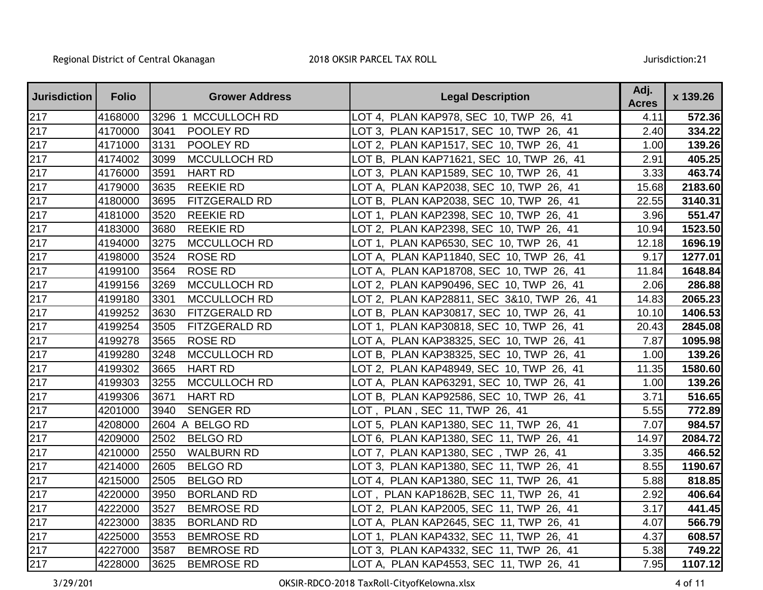| Jurisdiction | Folio | Grower Address | Legal Description | Adj. Acres | x 139.26 |
|---|---|---|---|---|---|
| 217 | 4168000 | 3296 1 MCCULLOCH RD | LOT 4, PLAN KAP978, SEC 10, TWP 26, 41 | 4.11 | **572.36** |
| 217 | 4170000 | 3041 POOLEY RD | LOT 3, PLAN KAP1517, SEC 10, TWP 26, 41 | 2.40 | **334.22** |
| 217 | 4171000 | 3131 POOLEY RD | LOT 2, PLAN KAP1517, SEC 10, TWP 26, 41 | 1.00 | **139.26** |
| 217 | 4174002 | 3099 MCCULLOCH RD | LOT B, PLAN KAP71621, SEC 10, TWP 26, 41 | 2.91 | **405.25** |
| 217 | 4176000 | 3591 HART RD | LOT 3, PLAN KAP1589, SEC 10, TWP 26, 41 | 3.33 | **463.74** |
| 217 | 4179000 | 3635 REEKIE RD | LOT A, PLAN KAP2038, SEC 10, TWP 26, 41 | 15.68 | **2183.60** |
| 217 | 4180000 | 3695 FITZGERALD RD | LOT B, PLAN KAP2038, SEC 10, TWP 26, 41 | 22.55 | **3140.31** |
| 217 | 4181000 | 3520 REEKIE RD | LOT 1, PLAN KAP2398, SEC 10, TWP 26, 41 | 3.96 | **551.47** |
| 217 | 4183000 | 3680 REEKIE RD | LOT 2, PLAN KAP2398, SEC 10, TWP 26, 41 | 10.94 | **1523.50** |
| 217 | 4194000 | 3275 MCCULLOCH RD | LOT 1, PLAN KAP6530, SEC 10, TWP 26, 41 | 12.18 | **1696.19** |
| 217 | 4198000 | 3524 ROSE RD | LOT A, PLAN KAP11840, SEC 10, TWP 26, 41 | 9.17 | **1277.01** |
| 217 | 4199100 | 3564 ROSE RD | LOT A, PLAN KAP18708, SEC 10, TWP 26, 41 | 11.84 | **1648.84** |
| 217 | 4199156 | 3269 MCCULLOCH RD | LOT 2, PLAN KAP90496, SEC 10, TWP 26, 41 | 2.06 | **286.88** |
| 217 | 4199180 | 3301 MCCULLOCH RD | LOT 2, PLAN KAP28811, SEC 3&10, TWP 26, 41 | 14.83 | **2065.23** |
| 217 | 4199252 | 3630 FITZGERALD RD | LOT B, PLAN KAP30817, SEC 10, TWP 26, 41 | 10.10 | **1406.53** |
| 217 | 4199254 | 3505 FITZGERALD RD | LOT 1, PLAN KAP30818, SEC 10, TWP 26, 41 | 20.43 | **2845.08** |
| 217 | 4199278 | 3565 ROSE RD | LOT A, PLAN KAP38325, SEC 10, TWP 26, 41 | 7.87 | **1095.98** |
| 217 | 4199280 | 3248 MCCULLOCH RD | LOT B, PLAN KAP38325, SEC 10, TWP 26, 41 | 1.00 | **139.26** |
| 217 | 4199302 | 3665 HART RD | LOT 2, PLAN KAP48949, SEC 10, TWP 26, 41 | 11.35 | **1580.60** |
| 217 | 4199303 | 3255 MCCULLOCH RD | LOT A, PLAN KAP63291, SEC 10, TWP 26, 41 | 1.00 | **139.26** |
| 217 | 4199306 | 3671 HART RD | LOT B, PLAN KAP92586, SEC 10, TWP 26, 41 | 3.71 | **516.65** |
| 217 | 4201000 | 3940 SENGER RD | LOT , PLAN , SEC 11, TWP 26, 41 | 5.55 | **772.89** |
| 217 | 4208000 | 2604 A BELGO RD | LOT 5, PLAN KAP1380, SEC 11, TWP 26, 41 | 7.07 | **984.57** |
| 217 | 4209000 | 2502 BELGO RD | LOT 6, PLAN KAP1380, SEC 11, TWP 26, 41 | 14.97 | **2084.72** |
| 217 | 4210000 | 2550 WALBURN RD | LOT 7, PLAN KAP1380, SEC , TWP 26, 41 | 3.35 | **466.52** |
| 217 | 4214000 | 2605 BELGO RD | LOT 3, PLAN KAP1380, SEC 11, TWP 26, 41 | 8.55 | **1190.67** |
| 217 | 4215000 | 2505 BELGO RD | LOT 4, PLAN KAP1380, SEC 11, TWP 26, 41 | 5.88 | **818.85** |
| 217 | 4220000 | 3950 BORLAND RD | LOT , PLAN KAP1862B, SEC 11, TWP 26, 41 | 2.92 | **406.64** |
| 217 | 4222000 | 3527 BEMROSE RD | LOT 2, PLAN KAP2005, SEC 11, TWP 26, 41 | 3.17 | **441.45** |
| 217 | 4223000 | 3835 BORLAND RD | LOT A, PLAN KAP2645, SEC 11, TWP 26, 41 | 4.07 | **566.79** |
| 217 | 4225000 | 3553 BEMROSE RD | LOT 1, PLAN KAP4332, SEC 11, TWP 26, 41 | 4.37 | **608.57** |
| 217 | 4227000 | 3587 BEMROSE RD | LOT 3, PLAN KAP4332, SEC 11, TWP 26, 41 | 5.38 | **749.22** |
| 217 | 4228000 | 3625 BEMROSE RD | LOT A, PLAN KAP4553, SEC 11, TWP 26, 41 | 7.95 | **1107.12** |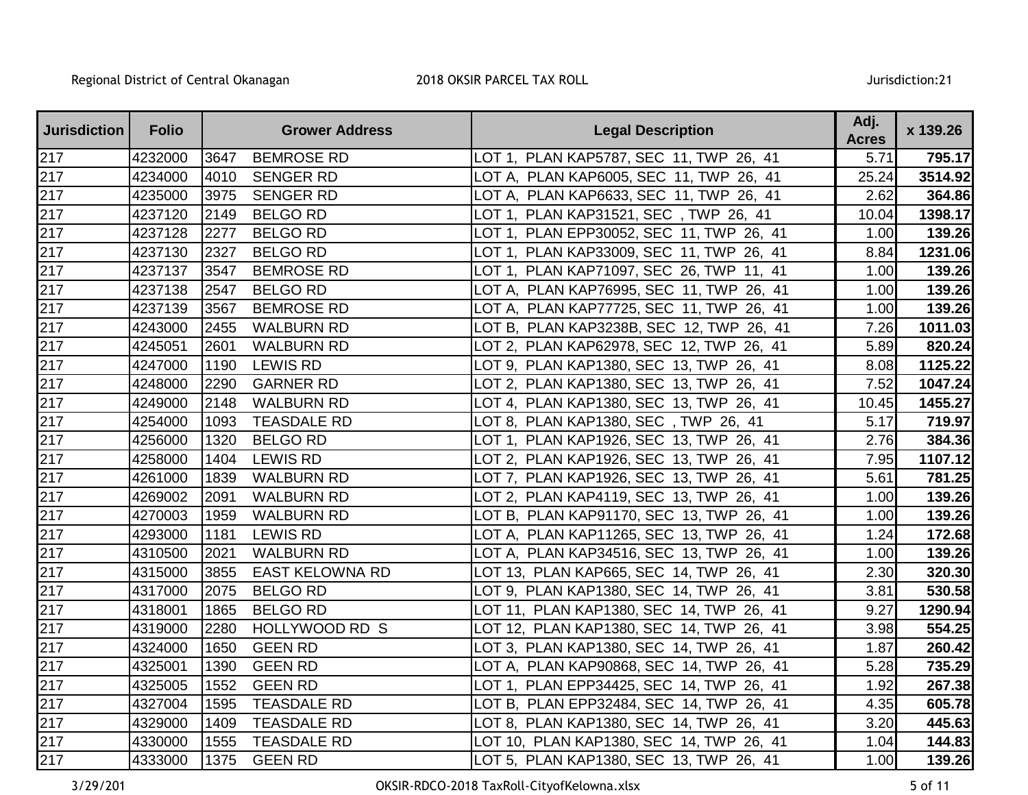| Jurisdiction | Folio | Grower Address | Legal Description | Adj. Acres | x 139.26 |
|---|---|---|---|---|---|
| 217 | 4232000 | 3647 BEMROSE RD | LOT 1, PLAN KAP5787, SEC 11, TWP 26, 41 | 5.71 | **795.17** |
| 217 | 4234000 | 4010 SENGER RD | LOT A, PLAN KAP6005, SEC 11, TWP 26, 41 | 25.24 | **3514.92** |
| 217 | 4235000 | 3975 SENGER RD | LOT A, PLAN KAP6633, SEC 11, TWP 26, 41 | 2.62 | **364.86** |
| 217 | 4237120 | 2149 BELGO RD | LOT 1, PLAN KAP31521, SEC , TWP 26, 41 | 10.04 | **1398.17** |
| 217 | 4237128 | 2277 BELGO RD | LOT 1, PLAN EPP30052, SEC 11, TWP 26, 41 | 1.00 | **139.26** |
| 217 | 4237130 | 2327 BELGO RD | LOT 1, PLAN KAP33009, SEC 11, TWP 26, 41 | 8.84 | **1231.06** |
| 217 | 4237137 | 3547 BEMROSE RD | LOT 1, PLAN KAP71097, SEC 26, TWP 11, 41 | 1.00 | **139.26** |
| 217 | 4237138 | 2547 BELGO RD | LOT A, PLAN KAP76995, SEC 11, TWP 26, 41 | 1.00 | **139.26** |
| 217 | 4237139 | 3567 BEMROSE RD | LOT A, PLAN KAP77725, SEC 11, TWP 26, 41 | 1.00 | **139.26** |
| 217 | 4243000 | 2455 WALBURN RD | LOT B, PLAN KAP3238B, SEC 12, TWP 26, 41 | 7.26 | **1011.03** |
| 217 | 4245051 | 2601 WALBURN RD | LOT 2, PLAN KAP62978, SEC 12, TWP 26, 41 | 5.89 | **820.24** |
| 217 | 4247000 | 1190 LEWIS RD | LOT 9, PLAN KAP1380, SEC 13, TWP 26, 41 | 8.08 | **1125.22** |
| 217 | 4248000 | 2290 GARNER RD | LOT 2, PLAN KAP1380, SEC 13, TWP 26, 41 | 7.52 | **1047.24** |
| 217 | 4249000 | 2148 WALBURN RD | LOT 4, PLAN KAP1380, SEC 13, TWP 26, 41 | 10.45 | **1455.27** |
| 217 | 4254000 | 1093 TEASDALE RD | LOT 8, PLAN KAP1380, SEC , TWP 26, 41 | 5.17 | **719.97** |
| 217 | 4256000 | 1320 BELGO RD | LOT 1, PLAN KAP1926, SEC 13, TWP 26, 41 | 2.76 | **384.36** |
| 217 | 4258000 | 1404 LEWIS RD | LOT 2, PLAN KAP1926, SEC 13, TWP 26, 41 | 7.95 | **1107.12** |
| 217 | 4261000 | 1839 WALBURN RD | LOT 7, PLAN KAP1926, SEC 13, TWP 26, 41 | 5.61 | **781.25** |
| 217 | 4269002 | 2091 WALBURN RD | LOT 2, PLAN KAP4119, SEC 13, TWP 26, 41 | 1.00 | **139.26** |
| 217 | 4270003 | 1959 WALBURN RD | LOT B, PLAN KAP91170, SEC 13, TWP 26, 41 | 1.00 | **139.26** |
| 217 | 4293000 | 1181 LEWIS RD | LOT A, PLAN KAP11265, SEC 13, TWP 26, 41 | 1.24 | **172.68** |
| 217 | 4310500 | 2021 WALBURN RD | LOT A, PLAN KAP34516, SEC 13, TWP 26, 41 | 1.00 | **139.26** |
| 217 | 4315000 | 3855 EAST KELOWNA RD | LOT 13, PLAN KAP665, SEC 14, TWP 26, 41 | 2.30 | **320.30** |
| 217 | 4317000 | 2075 BELGO RD | LOT 9, PLAN KAP1380, SEC 14, TWP 26, 41 | 3.81 | **530.58** |
| 217 | 4318001 | 1865 BELGO RD | LOT 11, PLAN KAP1380, SEC 14, TWP 26, 41 | 9.27 | **1290.94** |
| 217 | 4319000 | 2280 HOLLYWOOD RD S | LOT 12, PLAN KAP1380, SEC 14, TWP 26, 41 | 3.98 | **554.25** |
| 217 | 4324000 | 1650 GEEN RD | LOT 3, PLAN KAP1380, SEC 14, TWP 26, 41 | 1.87 | **260.42** |
| 217 | 4325001 | 1390 GEEN RD | LOT A, PLAN KAP90868, SEC 14, TWP 26, 41 | 5.28 | **735.29** |
| 217 | 4325005 | 1552 GEEN RD | LOT 1, PLAN EPP34425, SEC 14, TWP 26, 41 | 1.92 | **267.38** |
| 217 | 4327004 | 1595 TEASDALE RD | LOT B, PLAN EPP32484, SEC 14, TWP 26, 41 | 4.35 | **605.78** |
| 217 | 4329000 | 1409 TEASDALE RD | LOT 8, PLAN KAP1380, SEC 14, TWP 26, 41 | 3.20 | **445.63** |
| 217 | 4330000 | 1555 TEASDALE RD | LOT 10, PLAN KAP1380, SEC 14, TWP 26, 41 | 1.04 | **144.83** |
| 217 | 4333000 | 1375 GEEN RD | LOT 5, PLAN KAP1380, SEC 13, TWP 26, 41 | 1.00 | **139.26** |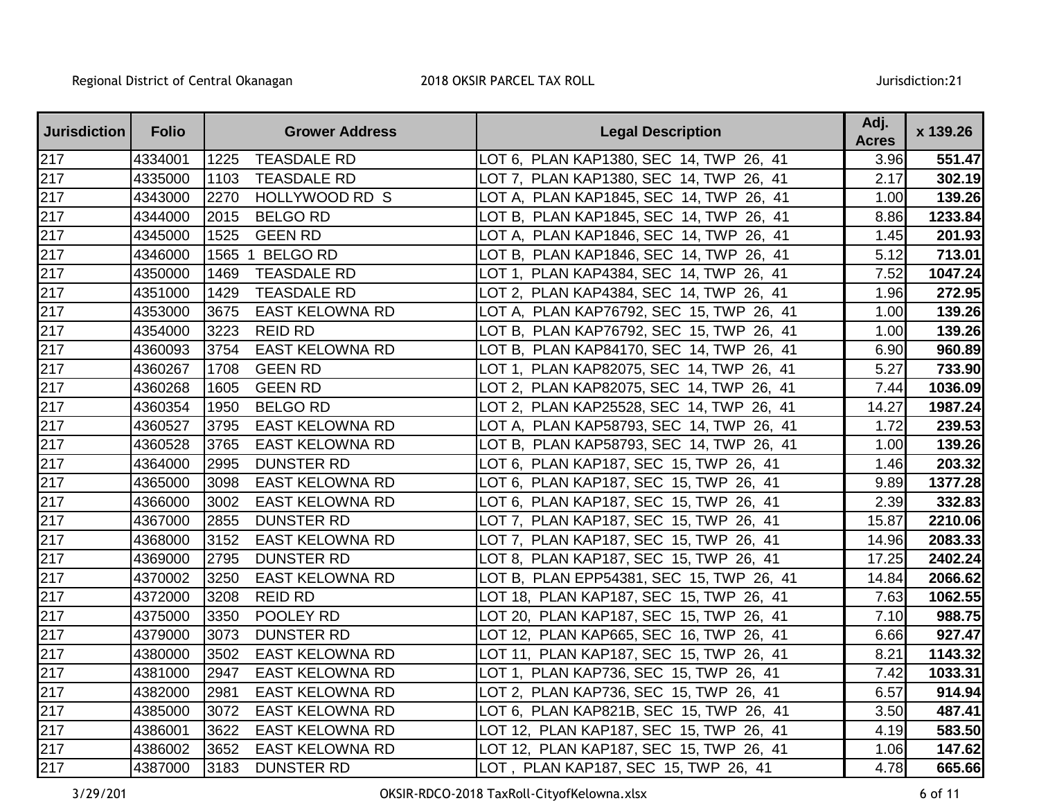| Jurisdiction | Folio | Grower Address | Legal Description | Adj. Acres | x 139.26 |
|---|---|---|---|---|---|
| 217 | 4334001 | 1225 TEASDALE RD | LOT 6, PLAN KAP1380, SEC 14, TWP 26, 41 | 3.96 | **551.47** |
| 217 | 4335000 | 1103 TEASDALE RD | LOT 7, PLAN KAP1380, SEC 14, TWP 26, 41 | 2.17 | **302.19** |
| 217 | 4343000 | 2270 HOLLYWOOD RD S | LOT A, PLAN KAP1845, SEC 14, TWP 26, 41 | 1.00 | **139.26** |
| 217 | 4344000 | 2015 BELGO RD | LOT B, PLAN KAP1845, SEC 14, TWP 26, 41 | 8.86 | **1233.84** |
| 217 | 4345000 | 1525 GEEN RD | LOT A, PLAN KAP1846, SEC 14, TWP 26, 41 | 1.45 | **201.93** |
| 217 | 4346000 | 1565 1 BELGO RD | LOT B, PLAN KAP1846, SEC 14, TWP 26, 41 | 5.12 | **713.01** |
| 217 | 4350000 | 1469 TEASDALE RD | LOT 1, PLAN KAP4384, SEC 14, TWP 26, 41 | 7.52 | **1047.24** |
| 217 | 4351000 | 1429 TEASDALE RD | LOT 2, PLAN KAP4384, SEC 14, TWP 26, 41 | 1.96 | **272.95** |
| 217 | 4353000 | 3675 EAST KELOWNA RD | LOT A, PLAN KAP76792, SEC 15, TWP 26, 41 | 1.00 | **139.26** |
| 217 | 4354000 | 3223 REID RD | LOT B, PLAN KAP76792, SEC 15, TWP 26, 41 | 1.00 | **139.26** |
| 217 | 4360093 | 3754 EAST KELOWNA RD | LOT B, PLAN KAP84170, SEC 14, TWP 26, 41 | 6.90 | **960.89** |
| 217 | 4360267 | 1708 GEEN RD | LOT 1, PLAN KAP82075, SEC 14, TWP 26, 41 | 5.27 | **733.90** |
| 217 | 4360268 | 1605 GEEN RD | LOT 2, PLAN KAP82075, SEC 14, TWP 26, 41 | 7.44 | **1036.09** |
| 217 | 4360354 | 1950 BELGO RD | LOT 2, PLAN KAP25528, SEC 14, TWP 26, 41 | 14.27 | **1987.24** |
| 217 | 4360527 | 3795 EAST KELOWNA RD | LOT A, PLAN KAP58793, SEC 14, TWP 26, 41 | 1.72 | **239.53** |
| 217 | 4360528 | 3765 EAST KELOWNA RD | LOT B, PLAN KAP58793, SEC 14, TWP 26, 41 | 1.00 | **139.26** |
| 217 | 4364000 | 2995 DUNSTER RD | LOT 6, PLAN KAP187, SEC 15, TWP 26, 41 | 1.46 | **203.32** |
| 217 | 4365000 | 3098 EAST KELOWNA RD | LOT 6, PLAN KAP187, SEC 15, TWP 26, 41 | 9.89 | **1377.28** |
| 217 | 4366000 | 3002 EAST KELOWNA RD | LOT 6, PLAN KAP187, SEC 15, TWP 26, 41 | 2.39 | **332.83** |
| 217 | 4367000 | 2855 DUNSTER RD | LOT 7, PLAN KAP187, SEC 15, TWP 26, 41 | 15.87 | **2210.06** |
| 217 | 4368000 | 3152 EAST KELOWNA RD | LOT 7, PLAN KAP187, SEC 15, TWP 26, 41 | 14.96 | **2083.33** |
| 217 | 4369000 | 2795 DUNSTER RD | LOT 8, PLAN KAP187, SEC 15, TWP 26, 41 | 17.25 | **2402.24** |
| 217 | 4370002 | 3250 EAST KELOWNA RD | LOT B, PLAN EPP54381, SEC 15, TWP 26, 41 | 14.84 | **2066.62** |
| 217 | 4372000 | 3208 REID RD | LOT 18, PLAN KAP187, SEC 15, TWP 26, 41 | 7.63 | **1062.55** |
| 217 | 4375000 | 3350 POOLEY RD | LOT 20, PLAN KAP187, SEC 15, TWP 26, 41 | 7.10 | **988.75** |
| 217 | 4379000 | 3073 DUNSTER RD | LOT 12, PLAN KAP665, SEC 16, TWP 26, 41 | 6.66 | **927.47** |
| 217 | 4380000 | 3502 EAST KELOWNA RD | LOT 11, PLAN KAP187, SEC 15, TWP 26, 41 | 8.21 | **1143.32** |
| 217 | 4381000 | 2947 EAST KELOWNA RD | LOT 1, PLAN KAP736, SEC 15, TWP 26, 41 | 7.42 | **1033.31** |
| 217 | 4382000 | 2981 EAST KELOWNA RD | LOT 2, PLAN KAP736, SEC 15, TWP 26, 41 | 6.57 | **914.94** |
| 217 | 4385000 | 3072 EAST KELOWNA RD | LOT 6, PLAN KAP821B, SEC 15, TWP 26, 41 | 3.50 | **487.41** |
| 217 | 4386001 | 3622 EAST KELOWNA RD | LOT 12, PLAN KAP187, SEC 15, TWP 26, 41 | 4.19 | **583.50** |
| 217 | 4386002 | 3652 EAST KELOWNA RD | LOT 12, PLAN KAP187, SEC 15, TWP 26, 41 | 1.06 | **147.62** |
| 217 | 4387000 | 3183 DUNSTER RD | LOT , PLAN KAP187, SEC 15, TWP 26, 41 | 4.78 | **665.66** |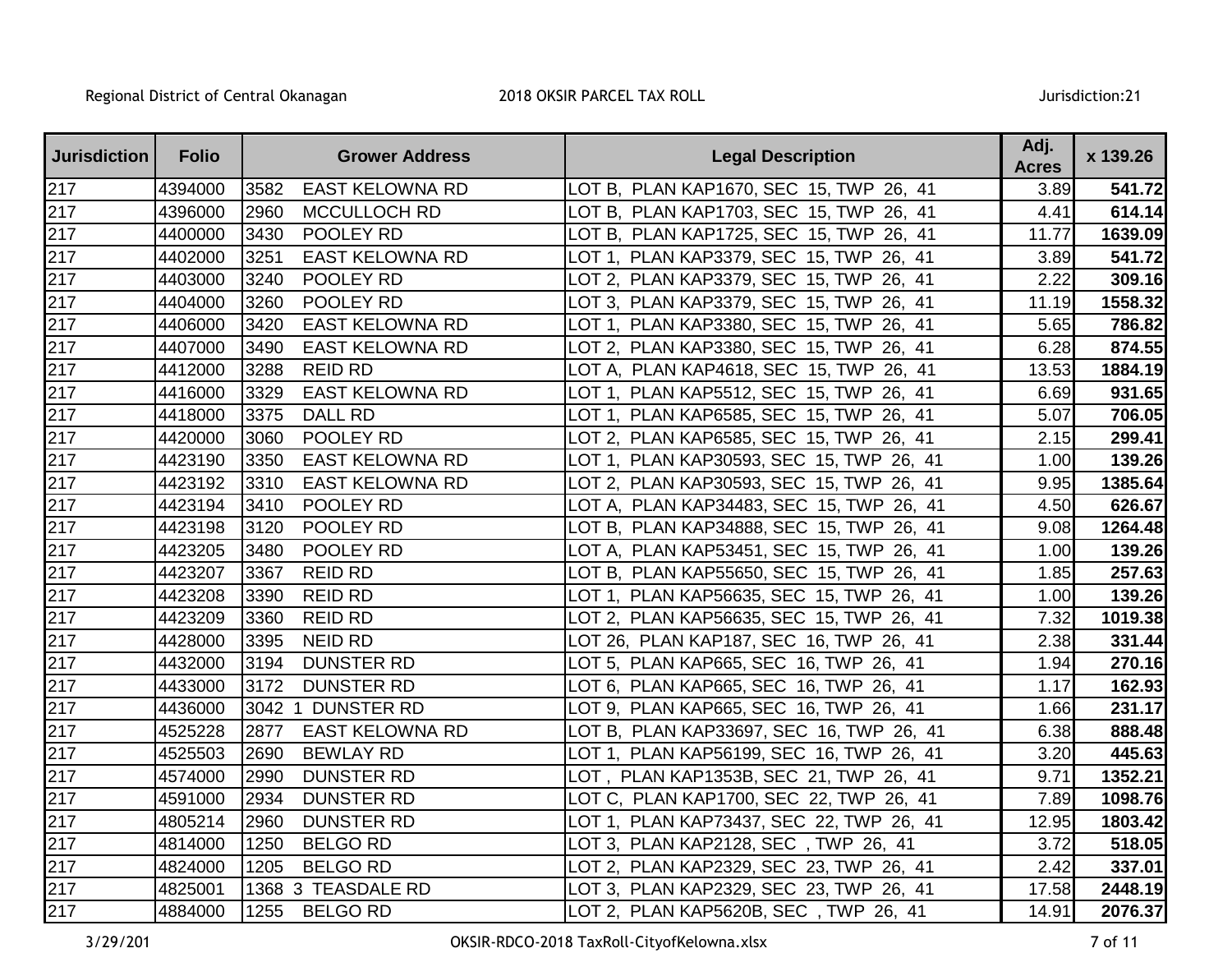| Jurisdiction | Folio | Grower Address | Legal Description | Adj. Acres | x 139.26 |
|---|---|---|---|---|---|
| 217 | 4394000 | 3582 EAST KELOWNA RD | LOT B, PLAN KAP1670, SEC 15, TWP 26, 41 | 3.89 | **541.72** |
| 217 | 4396000 | 2960 MCCULLOCH RD | LOT B, PLAN KAP1703, SEC 15, TWP 26, 41 | 4.41 | **614.14** |
| 217 | 4400000 | 3430 POOLEY RD | LOT B, PLAN KAP1725, SEC 15, TWP 26, 41 | 11.77 | **1639.09** |
| 217 | 4402000 | 3251 EAST KELOWNA RD | LOT 1, PLAN KAP3379, SEC 15, TWP 26, 41 | 3.89 | **541.72** |
| 217 | 4403000 | 3240 POOLEY RD | LOT 2, PLAN KAP3379, SEC 15, TWP 26, 41 | 2.22 | **309.16** |
| 217 | 4404000 | 3260 POOLEY RD | LOT 3, PLAN KAP3379, SEC 15, TWP 26, 41 | 11.19 | **1558.32** |
| 217 | 4406000 | 3420 EAST KELOWNA RD | LOT 1, PLAN KAP3380, SEC 15, TWP 26, 41 | 5.65 | **786.82** |
| 217 | 4407000 | 3490 EAST KELOWNA RD | LOT 2, PLAN KAP3380, SEC 15, TWP 26, 41 | 6.28 | **874.55** |
| 217 | 4412000 | 3288 REID RD | LOT A, PLAN KAP4618, SEC 15, TWP 26, 41 | 13.53 | **1884.19** |
| 217 | 4416000 | 3329 EAST KELOWNA RD | LOT 1, PLAN KAP5512, SEC 15, TWP 26, 41 | 6.69 | **931.65** |
| 217 | 4418000 | 3375 DALL RD | LOT 1, PLAN KAP6585, SEC 15, TWP 26, 41 | 5.07 | **706.05** |
| 217 | 4420000 | 3060 POOLEY RD | LOT 2, PLAN KAP6585, SEC 15, TWP 26, 41 | 2.15 | **299.41** |
| 217 | 4423190 | 3350 EAST KELOWNA RD | LOT 1, PLAN KAP30593, SEC 15, TWP 26, 41 | 1.00 | **139.26** |
| 217 | 4423192 | 3310 EAST KELOWNA RD | LOT 2, PLAN KAP30593, SEC 15, TWP 26, 41 | 9.95 | **1385.64** |
| 217 | 4423194 | 3410 POOLEY RD | LOT A, PLAN KAP34483, SEC 15, TWP 26, 41 | 4.50 | **626.67** |
| 217 | 4423198 | 3120 POOLEY RD | LOT B, PLAN KAP34888, SEC 15, TWP 26, 41 | 9.08 | **1264.48** |
| 217 | 4423205 | 3480 POOLEY RD | LOT A, PLAN KAP53451, SEC 15, TWP 26, 41 | 1.00 | **139.26** |
| 217 | 4423207 | 3367 REID RD | LOT B, PLAN KAP55650, SEC 15, TWP 26, 41 | 1.85 | **257.63** |
| 217 | 4423208 | 3390 REID RD | LOT 1, PLAN KAP56635, SEC 15, TWP 26, 41 | 1.00 | **139.26** |
| 217 | 4423209 | 3360 REID RD | LOT 2, PLAN KAP56635, SEC 15, TWP 26, 41 | 7.32 | **1019.38** |
| 217 | 4428000 | 3395 NEID RD | LOT 26, PLAN KAP187, SEC 16, TWP 26, 41 | 2.38 | **331.44** |
| 217 | 4432000 | 3194 DUNSTER RD | LOT 5, PLAN KAP665, SEC 16, TWP 26, 41 | 1.94 | **270.16** |
| 217 | 4433000 | 3172 DUNSTER RD | LOT 6, PLAN KAP665, SEC 16, TWP 26, 41 | 1.17 | **162.93** |
| 217 | 4436000 | 3042 1 DUNSTER RD | LOT 9, PLAN KAP665, SEC 16, TWP 26, 41 | 1.66 | **231.17** |
| 217 | 4525228 | 2877 EAST KELOWNA RD | LOT B, PLAN KAP33697, SEC 16, TWP 26, 41 | 6.38 | **888.48** |
| 217 | 4525503 | 2690 BEWLAY RD | LOT 1, PLAN KAP56199, SEC 16, TWP 26, 41 | 3.20 | **445.63** |
| 217 | 4574000 | 2990 DUNSTER RD | LOT , PLAN KAP1353B, SEC 21, TWP 26, 41 | 9.71 | **1352.21** |
| 217 | 4591000 | 2934 DUNSTER RD | LOT C, PLAN KAP1700, SEC 22, TWP 26, 41 | 7.89 | **1098.76** |
| 217 | 4805214 | 2960 DUNSTER RD | LOT 1, PLAN KAP73437, SEC 22, TWP 26, 41 | 12.95 | **1803.42** |
| 217 | 4814000 | 1250 BELGO RD | LOT 3, PLAN KAP2128, SEC , TWP 26, 41 | 3.72 | **518.05** |
| 217 | 4824000 | 1205 BELGO RD | LOT 2, PLAN KAP2329, SEC 23, TWP 26, 41 | 2.42 | **337.01** |
| 217 | 4825001 | 1368 3 TEASDALE RD | LOT 3, PLAN KAP2329, SEC 23, TWP 26, 41 | 17.58 | **2448.19** |
| 217 | 4884000 | 1255 BELGO RD | LOT 2, PLAN KAP5620B, SEC , TWP 26, 41 | 14.91 | **2076.37** |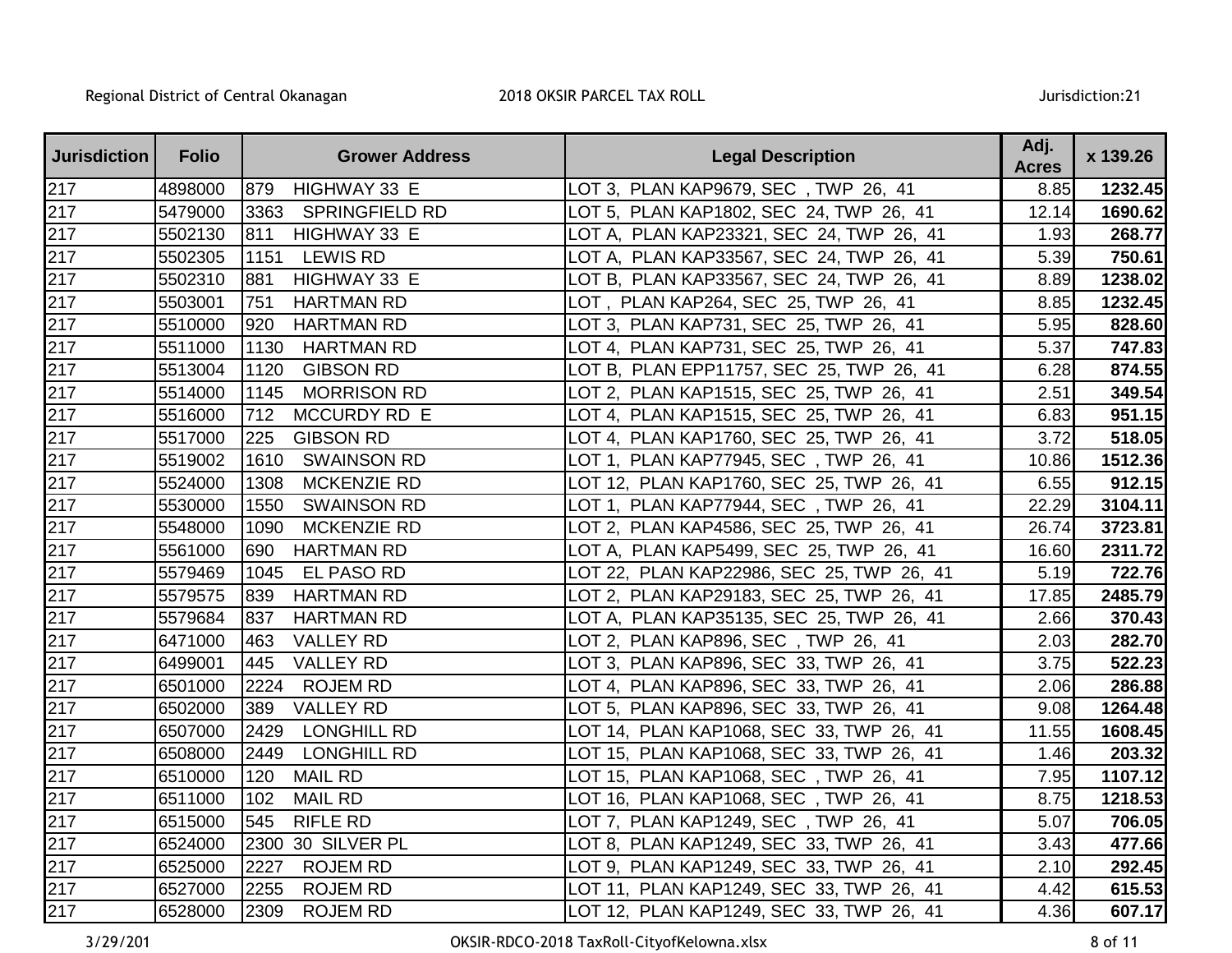| Jurisdiction | Folio | Grower Address | Legal Description | Adj. Acres | x 139.26 |
|---|---|---|---|---|---|
| 217 | 4898000 | 879 HIGHWAY 33 E | LOT 3, PLAN KAP9679, SEC , TWP 26, 41 | 8.85 | **1232.45** |
| 217 | 5479000 | 3363 SPRINGFIELD RD | LOT 5, PLAN KAP1802, SEC 24, TWP 26, 41 | 12.14 | **1690.62** |
| 217 | 5502130 | 811 HIGHWAY 33 E | LOT A, PLAN KAP23321, SEC 24, TWP 26, 41 | 1.93 | **268.77** |
| 217 | 5502305 | 1151 LEWIS RD | LOT A, PLAN KAP33567, SEC 24, TWP 26, 41 | 5.39 | **750.61** |
| 217 | 5502310 | 881 HIGHWAY 33 E | LOT B, PLAN KAP33567, SEC 24, TWP 26, 41 | 8.89 | **1238.02** |
| 217 | 5503001 | 751 HARTMAN RD | LOT , PLAN KAP264, SEC 25, TWP 26, 41 | 8.85 | **1232.45** |
| 217 | 5510000 | 920 HARTMAN RD | LOT 3, PLAN KAP731, SEC 25, TWP 26, 41 | 5.95 | **828.60** |
| 217 | 5511000 | 1130 HARTMAN RD | LOT 4, PLAN KAP731, SEC 25, TWP 26, 41 | 5.37 | **747.83** |
| 217 | 5513004 | 1120 GIBSON RD | LOT B, PLAN EPP11757, SEC 25, TWP 26, 41 | 6.28 | **874.55** |
| 217 | 5514000 | 1145 MORRISON RD | LOT 2, PLAN KAP1515, SEC 25, TWP 26, 41 | 2.51 | **349.54** |
| 217 | 5516000 | 712 MCCURDY RD E | LOT 4, PLAN KAP1515, SEC 25, TWP 26, 41 | 6.83 | **951.15** |
| 217 | 5517000 | 225 GIBSON RD | LOT 4, PLAN KAP1760, SEC 25, TWP 26, 41 | 3.72 | **518.05** |
| 217 | 5519002 | 1610 SWAINSON RD | LOT 1, PLAN KAP77945, SEC , TWP 26, 41 | 10.86 | **1512.36** |
| 217 | 5524000 | 1308 MCKENZIE RD | LOT 12, PLAN KAP1760, SEC 25, TWP 26, 41 | 6.55 | **912.15** |
| 217 | 5530000 | 1550 SWAINSON RD | LOT 1, PLAN KAP77944, SEC , TWP 26, 41 | 22.29 | **3104.11** |
| 217 | 5548000 | 1090 MCKENZIE RD | LOT 2, PLAN KAP4586, SEC 25, TWP 26, 41 | 26.74 | **3723.81** |
| 217 | 5561000 | 690 HARTMAN RD | LOT A, PLAN KAP5499, SEC 25, TWP 26, 41 | 16.60 | **2311.72** |
| 217 | 5579469 | 1045 EL PASO RD | LOT 22, PLAN KAP22986, SEC 25, TWP 26, 41 | 5.19 | **722.76** |
| 217 | 5579575 | 839 HARTMAN RD | LOT 2, PLAN KAP29183, SEC 25, TWP 26, 41 | 17.85 | **2485.79** |
| 217 | 5579684 | 837 HARTMAN RD | LOT A, PLAN KAP35135, SEC 25, TWP 26, 41 | 2.66 | **370.43** |
| 217 | 6471000 | 463 VALLEY RD | LOT 2, PLAN KAP896, SEC , TWP 26, 41 | 2.03 | **282.70** |
| 217 | 6499001 | 445 VALLEY RD | LOT 3, PLAN KAP896, SEC 33, TWP 26, 41 | 3.75 | **522.23** |
| 217 | 6501000 | 2224 ROJEM RD | LOT 4, PLAN KAP896, SEC 33, TWP 26, 41 | 2.06 | **286.88** |
| 217 | 6502000 | 389 VALLEY RD | LOT 5, PLAN KAP896, SEC 33, TWP 26, 41 | 9.08 | **1264.48** |
| 217 | 6507000 | 2429 LONGHILL RD | LOT 14, PLAN KAP1068, SEC 33, TWP 26, 41 | 11.55 | **1608.45** |
| 217 | 6508000 | 2449 LONGHILL RD | LOT 15, PLAN KAP1068, SEC 33, TWP 26, 41 | 1.46 | **203.32** |
| 217 | 6510000 | 120 MAIL RD | LOT 15, PLAN KAP1068, SEC , TWP 26, 41 | 7.95 | **1107.12** |
| 217 | 6511000 | 102 MAIL RD | LOT 16, PLAN KAP1068, SEC , TWP 26, 41 | 8.75 | **1218.53** |
| 217 | 6515000 | 545 RIFLE RD | LOT 7, PLAN KAP1249, SEC , TWP 26, 41 | 5.07 | **706.05** |
| 217 | 6524000 | 2300 30 SILVER PL | LOT 8, PLAN KAP1249, SEC 33, TWP 26, 41 | 3.43 | **477.66** |
| 217 | 6525000 | 2227 ROJEM RD | LOT 9, PLAN KAP1249, SEC 33, TWP 26, 41 | 2.10 | **292.45** |
| 217 | 6527000 | 2255 ROJEM RD | LOT 11, PLAN KAP1249, SEC 33, TWP 26, 41 | 4.42 | **615.53** |
| 217 | 6528000 | 2309 ROJEM RD | LOT 12, PLAN KAP1249, SEC 33, TWP 26, 41 | 4.36 | **607.17** |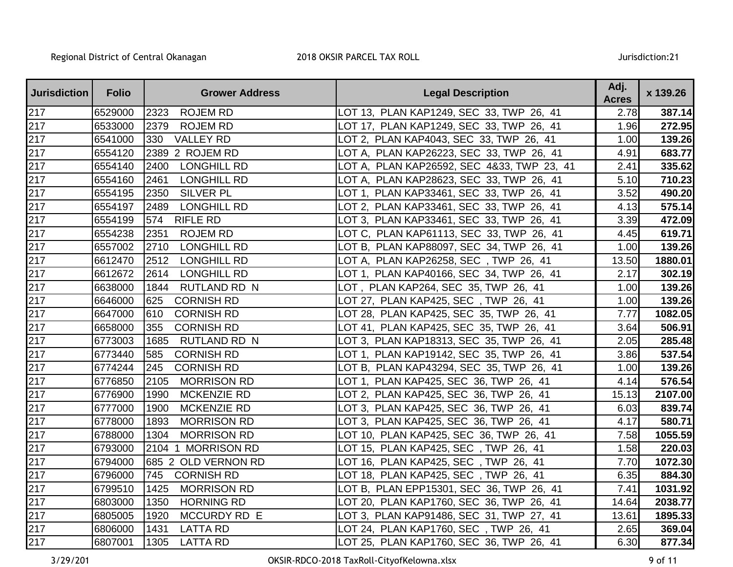| Jurisdiction | Folio | Grower Address | Legal Description | Adj. Acres | x 139.26 |
|---|---|---|---|---|---|
| 217 | 6529000 | 2323 ROJEM RD | LOT 13, PLAN KAP1249, SEC 33, TWP 26, 41 | 2.78 | **387.14** |
| 217 | 6533000 | 2379 ROJEM RD | LOT 17, PLAN KAP1249, SEC 33, TWP 26, 41 | 1.96 | **272.95** |
| 217 | 6541000 | 330 VALLEY RD | LOT 2, PLAN KAP4043, SEC 33, TWP 26, 41 | 1.00 | **139.26** |
| 217 | 6554120 | 2389 2 ROJEM RD | LOT A, PLAN KAP26223, SEC 33, TWP 26, 41 | 4.91 | **683.77** |
| 217 | 6554140 | 2400 LONGHILL RD | LOT A, PLAN KAP26592, SEC 4&33, TWP 23, 41 | 2.41 | **335.62** |
| 217 | 6554160 | 2461 LONGHILL RD | LOT A, PLAN KAP28623, SEC 33, TWP 26, 41 | 5.10 | **710.23** |
| 217 | 6554195 | 2350 SILVER PL | LOT 1, PLAN KAP33461, SEC 33, TWP 26, 41 | 3.52 | **490.20** |
| 217 | 6554197 | 2489 LONGHILL RD | LOT 2, PLAN KAP33461, SEC 33, TWP 26, 41 | 4.13 | **575.14** |
| 217 | 6554199 | 574 RIFLE RD | LOT 3, PLAN KAP33461, SEC 33, TWP 26, 41 | 3.39 | **472.09** |
| 217 | 6554238 | 2351 ROJEM RD | LOT C, PLAN KAP61113, SEC 33, TWP 26, 41 | 4.45 | **619.71** |
| 217 | 6557002 | 2710 LONGHILL RD | LOT B, PLAN KAP88097, SEC 34, TWP 26, 41 | 1.00 | **139.26** |
| 217 | 6612470 | 2512 LONGHILL RD | LOT A, PLAN KAP26258, SEC , TWP 26, 41 | 13.50 | **1880.01** |
| 217 | 6612672 | 2614 LONGHILL RD | LOT 1, PLAN KAP40166, SEC 34, TWP 26, 41 | 2.17 | **302.19** |
| 217 | 6638000 | 1844 RUTLAND RD N | LOT , PLAN KAP264, SEC 35, TWP 26, 41 | 1.00 | **139.26** |
| 217 | 6646000 | 625 CORNISH RD | LOT 27, PLAN KAP425, SEC , TWP 26, 41 | 1.00 | **139.26** |
| 217 | 6647000 | 610 CORNISH RD | LOT 28, PLAN KAP425, SEC 35, TWP 26, 41 | 7.77 | **1082.05** |
| 217 | 6658000 | 355 CORNISH RD | LOT 41, PLAN KAP425, SEC 35, TWP 26, 41 | 3.64 | **506.91** |
| 217 | 6773003 | 1685 RUTLAND RD N | LOT 3, PLAN KAP18313, SEC 35, TWP 26, 41 | 2.05 | **285.48** |
| 217 | 6773440 | 585 CORNISH RD | LOT 1, PLAN KAP19142, SEC 35, TWP 26, 41 | 3.86 | **537.54** |
| 217 | 6774244 | 245 CORNISH RD | LOT B, PLAN KAP43294, SEC 35, TWP 26, 41 | 1.00 | **139.26** |
| 217 | 6776850 | 2105 MORRISON RD | LOT 1, PLAN KAP425, SEC 36, TWP 26, 41 | 4.14 | **576.54** |
| 217 | 6776900 | 1990 MCKENZIE RD | LOT 2, PLAN KAP425, SEC 36, TWP 26, 41 | 15.13 | **2107.00** |
| 217 | 6777000 | 1900 MCKENZIE RD | LOT 3, PLAN KAP425, SEC 36, TWP 26, 41 | 6.03 | **839.74** |
| 217 | 6778000 | 1893 MORRISON RD | LOT 3, PLAN KAP425, SEC 36, TWP 26, 41 | 4.17 | **580.71** |
| 217 | 6788000 | 1304 MORRISON RD | LOT 10, PLAN KAP425, SEC 36, TWP 26, 41 | 7.58 | **1055.59** |
| 217 | 6793000 | 2104 1 MORRISON RD | LOT 15, PLAN KAP425, SEC , TWP 26, 41 | 1.58 | **220.03** |
| 217 | 6794000 | 685 2 OLD VERNON RD | LOT 16, PLAN KAP425, SEC , TWP 26, 41 | 7.70 | **1072.30** |
| 217 | 6796000 | 745 CORNISH RD | LOT 18, PLAN KAP425, SEC , TWP 26, 41 | 6.35 | **884.30** |
| 217 | 6799510 | 1425 MORRISON RD | LOT B, PLAN EPP15301, SEC 36, TWP 26, 41 | 7.41 | **1031.92** |
| 217 | 6803000 | 1350 HORNING RD | LOT 20, PLAN KAP1760, SEC 36, TWP 26, 41 | 14.64 | **2038.77** |
| 217 | 6805005 | 1920 MCCURDY RD E | LOT 3, PLAN KAP91486, SEC 31, TWP 27, 41 | 13.61 | **1895.33** |
| 217 | 6806000 | 1431 LATTA RD | LOT 24, PLAN KAP1760, SEC , TWP 26, 41 | 2.65 | **369.04** |
| 217 | 6807001 | 1305 LATTA RD | LOT 25, PLAN KAP1760, SEC 36, TWP 26, 41 | 6.30 | **877.34** |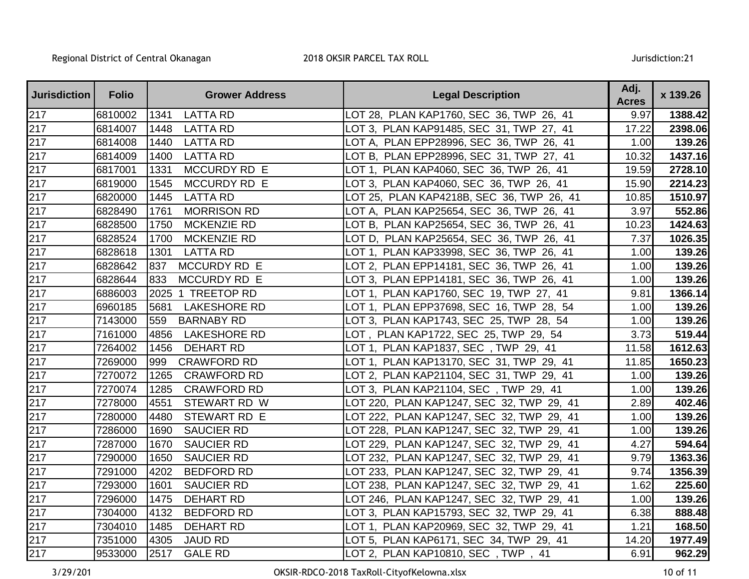| Jurisdiction | Folio | Grower Address | Legal Description | Adj. Acres | x 139.26 |
|---|---|---|---|---|---|
| 217 | 6810002 | 1341 LATTA RD | LOT 28, PLAN KAP1760, SEC 36, TWP 26, 41 | 9.97 | **1388.42** |
| 217 | 6814007 | 1448 LATTA RD | LOT 3, PLAN KAP91485, SEC 31, TWP 27, 41 | 17.22 | **2398.06** |
| 217 | 6814008 | 1440 LATTA RD | LOT A, PLAN EPP28996, SEC 36, TWP 26, 41 | 1.00 | **139.26** |
| 217 | 6814009 | 1400 LATTA RD | LOT B, PLAN EPP28996, SEC 31, TWP 27, 41 | 10.32 | **1437.16** |
| 217 | 6817001 | 1331 MCCURDY RD E | LOT 1, PLAN KAP4060, SEC 36, TWP 26, 41 | 19.59 | **2728.10** |
| 217 | 6819000 | 1545 MCCURDY RD E | LOT 3, PLAN KAP4060, SEC 36, TWP 26, 41 | 15.90 | **2214.23** |
| 217 | 6820000 | 1445 LATTA RD | LOT 25, PLAN KAP4218B, SEC 36, TWP 26, 41 | 10.85 | **1510.97** |
| 217 | 6828490 | 1761 MORRISON RD | LOT A, PLAN KAP25654, SEC 36, TWP 26, 41 | 3.97 | **552.86** |
| 217 | 6828500 | 1750 MCKENZIE RD | LOT B, PLAN KAP25654, SEC 36, TWP 26, 41 | 10.23 | **1424.63** |
| 217 | 6828524 | 1700 MCKENZIE RD | LOT D, PLAN KAP25654, SEC 36, TWP 26, 41 | 7.37 | **1026.35** |
| 217 | 6828618 | 1301 LATTA RD | LOT 1, PLAN KAP33998, SEC 36, TWP 26, 41 | 1.00 | **139.26** |
| 217 | 6828642 | 837 MCCURDY RD E | LOT 2, PLAN EPP14181, SEC 36, TWP 26, 41 | 1.00 | **139.26** |
| 217 | 6828644 | 833 MCCURDY RD E | LOT 3, PLAN EPP14181, SEC 36, TWP 26, 41 | 1.00 | **139.26** |
| 217 | 6886003 | 2025 1 TREETOP RD | LOT 1, PLAN KAP1760, SEC 19, TWP 27, 41 | 9.81 | **1366.14** |
| 217 | 6960185 | 5681 LAKESHORE RD | LOT 1, PLAN EPP37698, SEC 16, TWP 28, 54 | 1.00 | **139.26** |
| 217 | 7143000 | 559 BARNABY RD | LOT 3, PLAN KAP1743, SEC 25, TWP 28, 54 | 1.00 | **139.26** |
| 217 | 7161000 | 4856 LAKESHORE RD | LOT , PLAN KAP1722, SEC 25, TWP 29, 54 | 3.73 | **519.44** |
| 217 | 7264002 | 1456 DEHART RD | LOT 1, PLAN KAP1837, SEC , TWP 29, 41 | 11.58 | **1612.63** |
| 217 | 7269000 | 999 CRAWFORD RD | LOT 1, PLAN KAP13170, SEC 31, TWP 29, 41 | 11.85 | **1650.23** |
| 217 | 7270072 | 1265 CRAWFORD RD | LOT 2, PLAN KAP21104, SEC 31, TWP 29, 41 | 1.00 | **139.26** |
| 217 | 7270074 | 1285 CRAWFORD RD | LOT 3, PLAN KAP21104, SEC , TWP 29, 41 | 1.00 | **139.26** |
| 217 | 7278000 | 4551 STEWART RD W | LOT 220, PLAN KAP1247, SEC 32, TWP 29, 41 | 2.89 | **402.46** |
| 217 | 7280000 | 4480 STEWART RD E | LOT 222, PLAN KAP1247, SEC 32, TWP 29, 41 | 1.00 | **139.26** |
| 217 | 7286000 | 1690 SAUCIER RD | LOT 228, PLAN KAP1247, SEC 32, TWP 29, 41 | 1.00 | **139.26** |
| 217 | 7287000 | 1670 SAUCIER RD | LOT 229, PLAN KAP1247, SEC 32, TWP 29, 41 | 4.27 | **594.64** |
| 217 | 7290000 | 1650 SAUCIER RD | LOT 232, PLAN KAP1247, SEC 32, TWP 29, 41 | 9.79 | **1363.36** |
| 217 | 7291000 | 4202 BEDFORD RD | LOT 233, PLAN KAP1247, SEC 32, TWP 29, 41 | 9.74 | **1356.39** |
| 217 | 7293000 | 1601 SAUCIER RD | LOT 238, PLAN KAP1247, SEC 32, TWP 29, 41 | 1.62 | **225.60** |
| 217 | 7296000 | 1475 DEHART RD | LOT 246, PLAN KAP1247, SEC 32, TWP 29, 41 | 1.00 | **139.26** |
| 217 | 7304000 | 4132 BEDFORD RD | LOT 3, PLAN KAP15793, SEC 32, TWP 29, 41 | 6.38 | **888.48** |
| 217 | 7304010 | 1485 DEHART RD | LOT 1, PLAN KAP20969, SEC 32, TWP 29, 41 | 1.21 | **168.50** |
| 217 | 7351000 | 4305 JAUD RD | LOT 5, PLAN KAP6171, SEC 34, TWP 29, 41 | 14.20 | **1977.49** |
| 217 | 9533000 | 2517 GALE RD | LOT 2, PLAN KAP10810, SEC , TWP , 41 | 6.91 | **962.29** |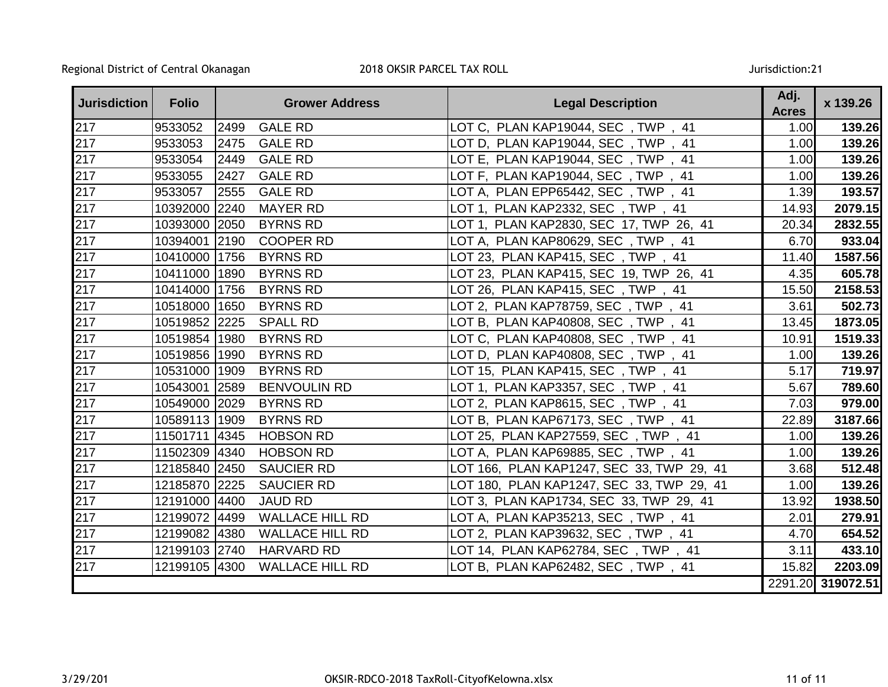| Jurisdiction | Folio | Grower Address | Legal Description | Adj. Acres | x 139.26 |
|---|---|---|---|---|---|
| 217 | 9533052 | 2499 GALE RD | LOT C, PLAN KAP19044, SEC , TWP , 41 | 1.00 | **139.26** |
| 217 | 9533053 | 2475 GALE RD | LOT D, PLAN KAP19044, SEC , TWP , 41 | 1.00 | **139.26** |
| 217 | 9533054 | 2449 GALE RD | LOT E, PLAN KAP19044, SEC , TWP , 41 | 1.00 | **139.26** |
| 217 | 9533055 | 2427 GALE RD | LOT F, PLAN KAP19044, SEC , TWP , 41 | 1.00 | **139.26** |
| 217 | 9533057 | 2555 GALE RD | LOT A, PLAN EPP65442, SEC , TWP , 41 | 1.39 | **193.57** |
| 217 | 10392000 | 2240 MAYER RD | LOT 1, PLAN KAP2332, SEC , TWP , 41 | 14.93 | **2079.15** |
| 217 | 10393000 | 2050 BYRNS RD | LOT 1, PLAN KAP2830, SEC 17, TWP 26, 41 | 20.34 | **2832.55** |
| 217 | 10394001 | 2190 COOPER RD | LOT A, PLAN KAP80629, SEC , TWP , 41 | 6.70 | **933.04** |
| 217 | 10410000 | 1756 BYRNS RD | LOT 23, PLAN KAP415, SEC , TWP , 41 | 11.40 | **1587.56** |
| 217 | 10411000 | 1890 BYRNS RD | LOT 23, PLAN KAP415, SEC 19, TWP 26, 41 | 4.35 | **605.78** |
| 217 | 10414000 | 1756 BYRNS RD | LOT 26, PLAN KAP415, SEC , TWP , 41 | 15.50 | **2158.53** |
| 217 | 10518000 | 1650 BYRNS RD | LOT 2, PLAN KAP78759, SEC , TWP , 41 | 3.61 | **502.73** |
| 217 | 10519852 | 2225 SPALL RD | LOT B, PLAN KAP40808, SEC , TWP , 41 | 13.45 | **1873.05** |
| 217 | 10519854 | 1980 BYRNS RD | LOT C, PLAN KAP40808, SEC , TWP , 41 | 10.91 | **1519.33** |
| 217 | 10519856 | 1990 BYRNS RD | LOT D, PLAN KAP40808, SEC , TWP , 41 | 1.00 | **139.26** |
| 217 | 10531000 | 1909 BYRNS RD | LOT 15, PLAN KAP415, SEC , TWP , 41 | 5.17 | **719.97** |
| 217 | 10543001 | 2589 BENVOULIN RD | LOT 1, PLAN KAP3357, SEC , TWP , 41 | 5.67 | **789.60** |
| 217 | 10549000 | 2029 BYRNS RD | LOT 2, PLAN KAP8615, SEC , TWP , 41 | 7.03 | **979.00** |
| 217 | 10589113 | 1909 BYRNS RD | LOT B, PLAN KAP67173, SEC , TWP , 41 | 22.89 | **3187.66** |
| 217 | 11501711 | 4345 HOBSON RD | LOT 25, PLAN KAP27559, SEC , TWP , 41 | 1.00 | **139.26** |
| 217 | 11502309 | 4340 HOBSON RD | LOT A, PLAN KAP69885, SEC , TWP , 41 | 1.00 | **139.26** |
| 217 | 12185840 | 2450 SAUCIER RD | LOT 166, PLAN KAP1247, SEC 33, TWP 29, 41 | 3.68 | **512.48** |
| 217 | 12185870 | 2225 SAUCIER RD | LOT 180, PLAN KAP1247, SEC 33, TWP 29, 41 | 1.00 | **139.26** |
| 217 | 12191000 | 4400 JAUD RD | LOT 3, PLAN KAP1734, SEC 33, TWP 29, 41 | 13.92 | **1938.50** |
| 217 | 12199072 | 4499 WALLACE HILL RD | LOT A, PLAN KAP35213, SEC , TWP , 41 | 2.01 | **279.91** |
| 217 | 12199082 | 4380 WALLACE HILL RD | LOT 2, PLAN KAP39632, SEC , TWP , 41 | 4.70 | **654.52** |
| 217 | 12199103 | 2740 HARVARD RD | LOT 14, PLAN KAP62784, SEC , TWP , 41 | 3.11 | **433.10** |
| 217 | 12199105 | 4300 WALLACE HILL RD | LOT B, PLAN KAP62482, SEC , TWP , 41 | 15.82 | **2203.09** |
| | | | | 2291.20 | **319072.51** |